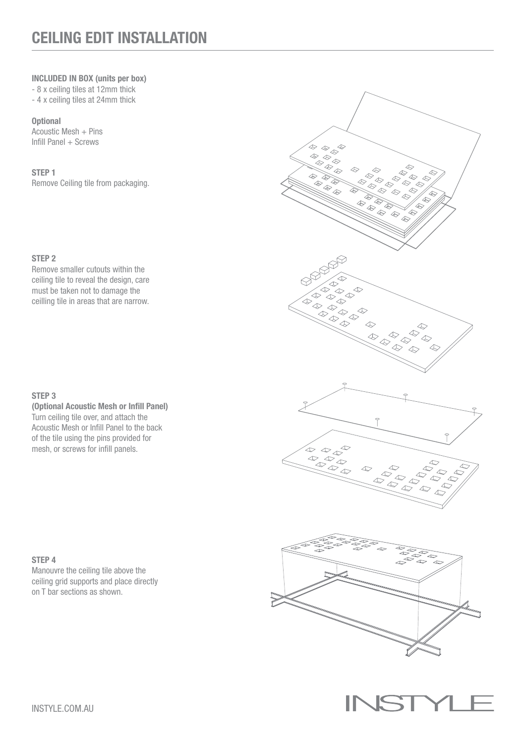# CEILING EDIT INSTALLATION

**INCLUDED IN BOX (units per box)**

- 8 x ceiling tiles at 12mm thick
- 4 x ceiling tiles at 24mm thick

**Optional**

Acoustic Mesh + Pins
Infill Panel + Screws

**STEP 1**

Remove Ceiling tile from packaging.

**STEP 2**

Remove smaller cutouts within the ceiling tile to reveal the design, care must be taken not to damage the ceilling tile in areas that are narrow.

**STEP 3**

**(Optional Acoustic Mesh or Infill Panel)**

Turn ceiling tile over, and attach the Acoustic Mesh or Infill Panel to the back of the tile using the pins provided for mesh, or screws for infill panels.

**STEP 4**

Manouvre the ceiling tile above the ceiling grid supports and place directly on T bar sections as shown.

INSTYLE.COM.AU

INSTYLE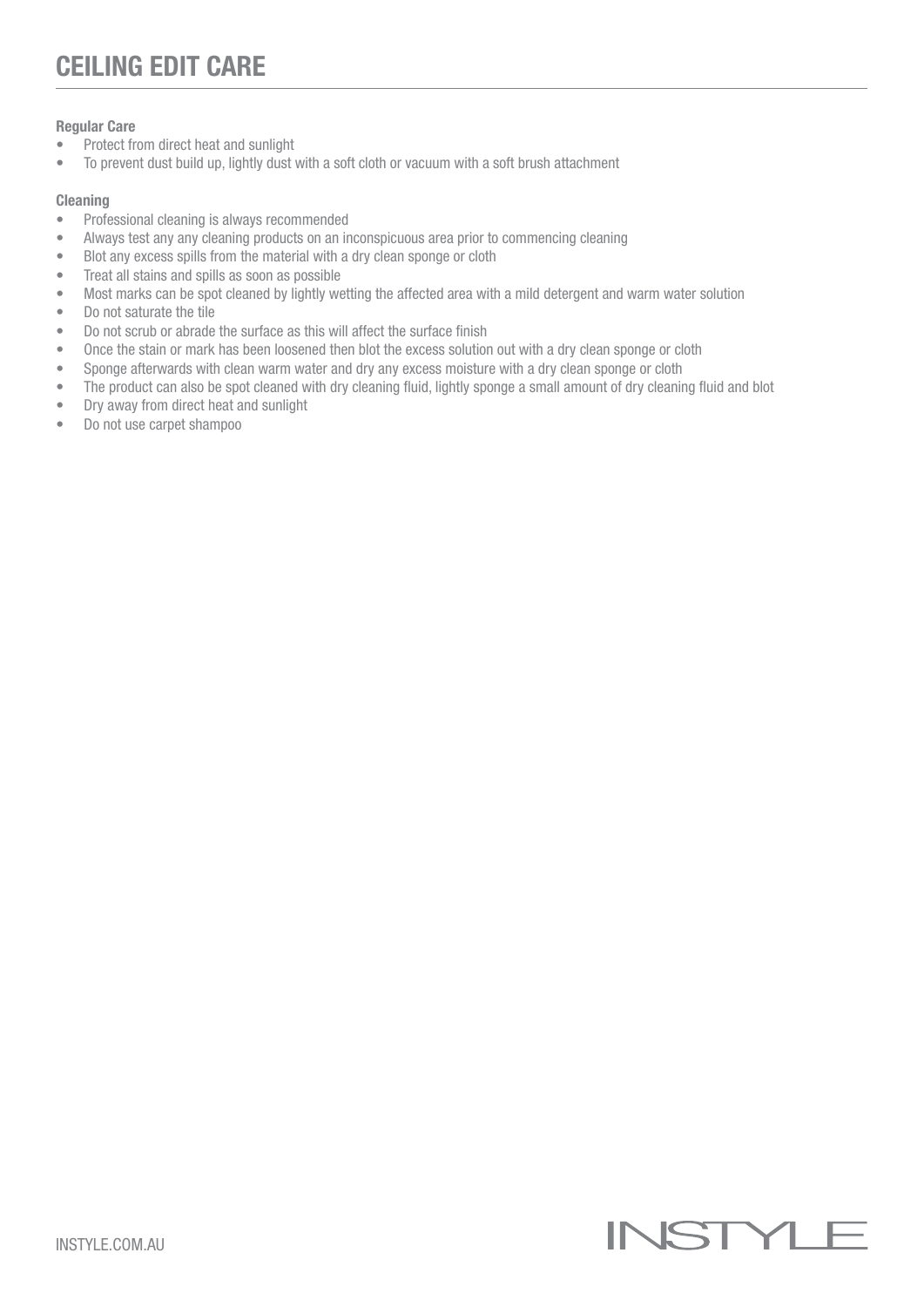# CEILING EDIT CARE

**Regular Care**

- Protect from direct heat and sunlight
- To prevent dust build up, lightly dust with a soft cloth or vacuum with a soft brush attachment

**Cleaning**

- Professional cleaning is always recommended
- Always test any any cleaning products on an inconspicuous area prior to commencing cleaning
- Blot any excess spills from the material with a dry clean sponge or cloth
- Treat all stains and spills as soon as possible
- Most marks can be spot cleaned by lightly wetting the affected area with a mild detergent and warm water solution
- Do not saturate the tile
- Do not scrub or abrade the surface as this will affect the surface finish
- Once the stain or mark has been loosened then blot the excess solution out with a dry clean sponge or cloth
- Sponge afterwards with clean warm water and dry any excess moisture with a dry clean sponge or cloth
- The product can also be spot cleaned with dry cleaning fluid, lightly sponge a small amount of dry cleaning fluid and blot
- Dry away from direct heat and sunlight
- Do not use carpet shampoo

INSTYLE.COM.AU

INSTYLE